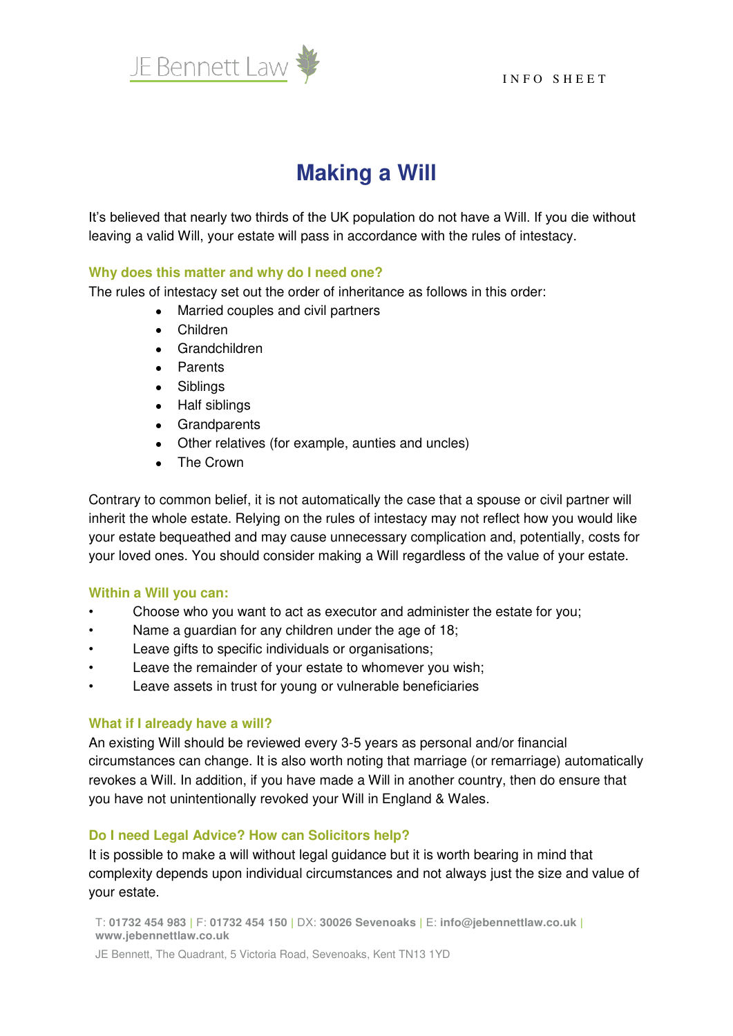JE Bennett Law

INFO SHEET

# Making a Will

It's believed that nearly two thirds of the UK population do not have a Will. If you die without leaving a valid Will, your estate will pass in accordance with the rules of intestacy.

### Why does this matter and why do I need one?

The rules of intestacy set out the order of inheritance as follows in this order:

- Married couples and civil partners
- Children
- Grandchildren
- Parents
- Siblings
- Half siblings
- Grandparents
- Other relatives (for example, aunties and uncles)
- The Crown

Contrary to common belief, it is not automatically the case that a spouse or civil partner will inherit the whole estate. Relying on the rules of intestacy may not reflect how you would like your estate bequeathed and may cause unnecessary complication and, potentially, costs for your loved ones. You should consider making a Will regardless of the value of your estate.

### Within a Will you can:

- Choose who you want to act as executor and administer the estate for you;
- Name a guardian for any children under the age of 18;
- Leave gifts to specific individuals or organisations;
- Leave the remainder of your estate to whomever you wish;
- Leave assets in trust for young or vulnerable beneficiaries

### What if I already have a will?

An existing Will should be reviewed every 3-5 years as personal and/or financial circumstances can change. It is also worth noting that marriage (or remarriage) automatically revokes a Will. In addition, if you have made a Will in another country, then do ensure that you have not unintentionally revoked your Will in England & Wales.

### Do I need Legal Advice? How can Solicitors help?

It is possible to make a will without legal guidance but it is worth bearing in mind that complexity depends upon individual circumstances and not always just the size and value of your estate.

T: **01732 454 983** | F: **01732 454 150** | DX: **30026 Sevenoaks** | E: **info@jebennettlaw.co.uk** | **www.jebennettlaw.co.uk**

JE Bennett, The Quadrant, 5 Victoria Road, Sevenoaks, Kent TN13 1YD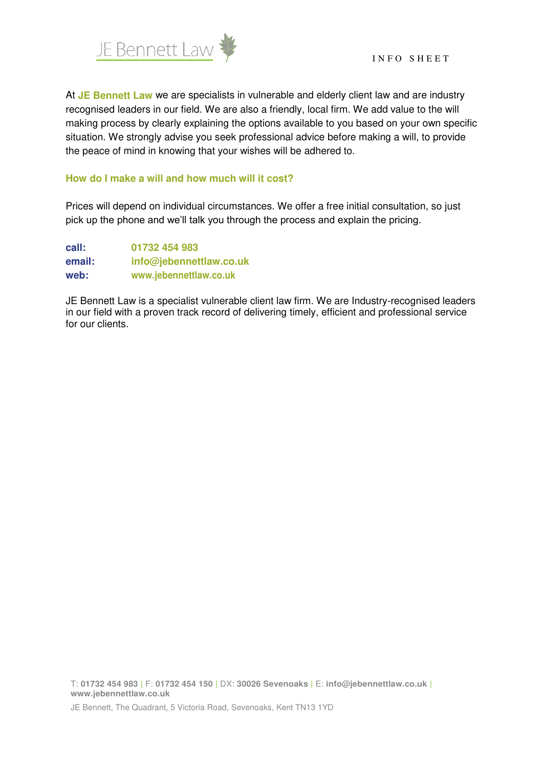At **JE Bennett Law** we are specialists in vulnerable and elderly client law and are industry recognised leaders in our field. We are also a friendly, local firm. We add value to the will making process by clearly explaining the options available to you based on your own specific situation. We strongly advise you seek professional advice before making a will, to provide the peace of mind in knowing that your wishes will be adhered to.

### How do I make a will and how much will it cost?

Prices will depend on individual circumstances. We offer a free initial consultation, so just pick up the phone and we'll talk you through the process and explain the pricing.

| | |
|---|---|
| **call:** | **01732 454 983** |
| **email:** | **info@jebennettlaw.co.uk** |
| **web:** | **www.jebennettlaw.co.uk** |

JE Bennett Law is a specialist vulnerable client law firm. We are Industry-recognised leaders in our field with a proven track record of delivering timely, efficient and professional service for our clients.

T: **01732 454 983** | F: **01732 454 150** | DX: **30026 Sevenoaks** | E: **info@jebennettlaw.co.uk** | **www.jebennettlaw.co.uk**

JE Bennett, The Quadrant, 5 Victoria Road, Sevenoaks, Kent TN13 1YD